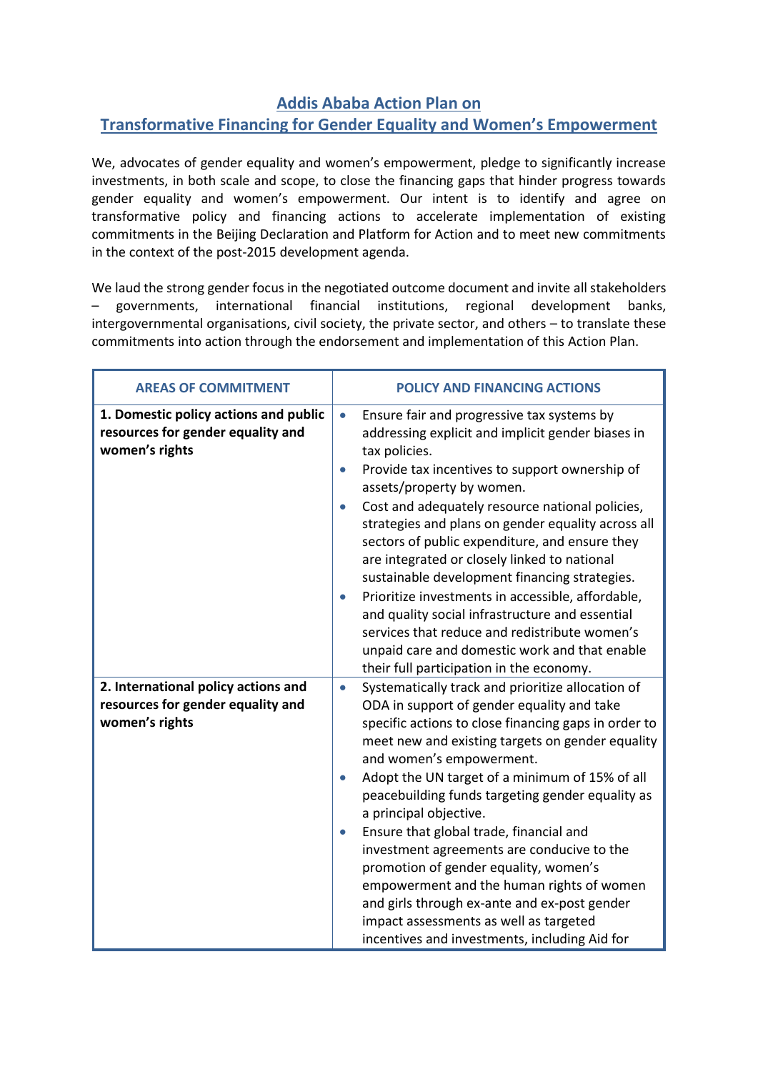# Addis Ababa Action Plan on Transformative Financing for Gender Equality and Women's Empowerment

We, advocates of gender equality and women's empowerment, pledge to significantly increase investments, in both scale and scope, to close the financing gaps that hinder progress towards gender equality and women's empowerment. Our intent is to identify and agree on transformative policy and financing actions to accelerate implementation of existing commitments in the Beijing Declaration and Platform for Action and to meet new commitments in the context of the post-2015 development agenda.

We laud the strong gender focus in the negotiated outcome document and invite all stakeholders – governments, international financial institutions, regional development banks, intergovernmental organisations, civil society, the private sector, and others – to translate these commitments into action through the endorsement and implementation of this Action Plan.

| AREAS OF COMMITMENT | POLICY AND FINANCING ACTIONS |
|---|---|
| **1. Domestic policy actions and public resources for gender equality and women's rights** | • Ensure fair and progressive tax systems by addressing explicit and implicit gender biases in tax policies.<br>• Provide tax incentives to support ownership of assets/property by women.<br>• Cost and adequately resource national policies, strategies and plans on gender equality across all sectors of public expenditure, and ensure they are integrated or closely linked to national sustainable development financing strategies.<br>• Prioritize investments in accessible, affordable, and quality social infrastructure and essential services that reduce and redistribute women's unpaid care and domestic work and that enable their full participation in the economy. |
| **2. International policy actions and resources for gender equality and women's rights** | • Systematically track and prioritize allocation of ODA in support of gender equality and take specific actions to close financing gaps in order to meet new and existing targets on gender equality and women's empowerment.<br>• Adopt the UN target of a minimum of 15% of all peacebuilding funds targeting gender equality as a principal objective.<br>• Ensure that global trade, financial and investment agreements are conducive to the promotion of gender equality, women's empowerment and the human rights of women and girls through ex-ante and ex-post gender impact assessments as well as targeted incentives and investments, including Aid for |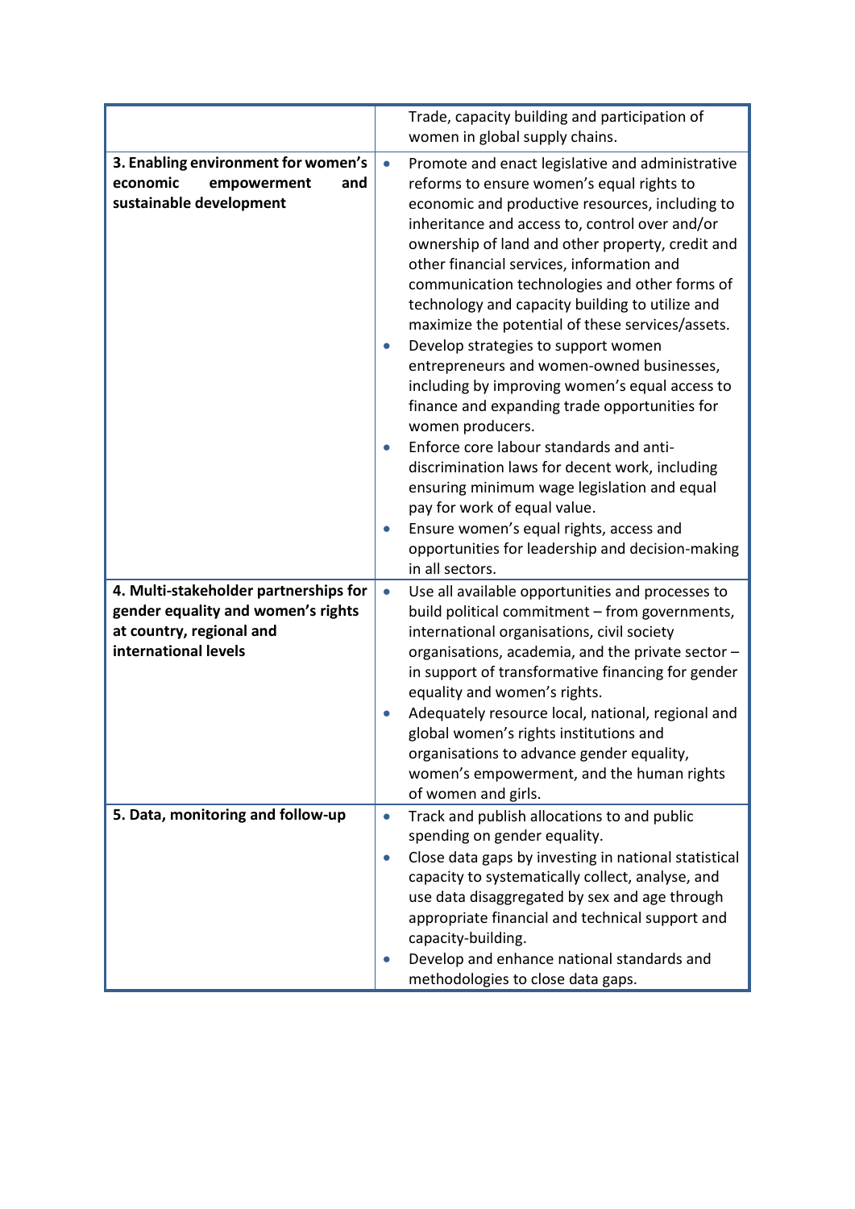| | |
|---|---|
| | Trade, capacity building and participation of women in global supply chains. |
| **3. Enabling environment for women's economic empowerment and sustainable development** | • Promote and enact legislative and administrative reforms to ensure women's equal rights to economic and productive resources, including to inheritance and access to, control over and/or ownership of land and other property, credit and other financial services, information and communication technologies and other forms of technology and capacity building to utilize and maximize the potential of these services/assets.<br>• Develop strategies to support women entrepreneurs and women-owned businesses, including by improving women's equal access to finance and expanding trade opportunities for women producers.<br>• Enforce core labour standards and anti-discrimination laws for decent work, including ensuring minimum wage legislation and equal pay for work of equal value.<br>• Ensure women's equal rights, access and opportunities for leadership and decision-making in all sectors. |
| **4. Multi-stakeholder partnerships for gender equality and women's rights at country, regional and international levels** | • Use all available opportunities and processes to build political commitment – from governments, international organisations, civil society organisations, academia, and the private sector – in support of transformative financing for gender equality and women's rights.<br>• Adequately resource local, national, regional and global women's rights institutions and organisations to advance gender equality, women's empowerment, and the human rights of women and girls. |
| **5. Data, monitoring and follow-up** | • Track and publish allocations to and public spending on gender equality.<br>• Close data gaps by investing in national statistical capacity to systematically collect, analyse, and use data disaggregated by sex and age through appropriate financial and technical support and capacity-building.<br>• Develop and enhance national standards and methodologies to close data gaps. |